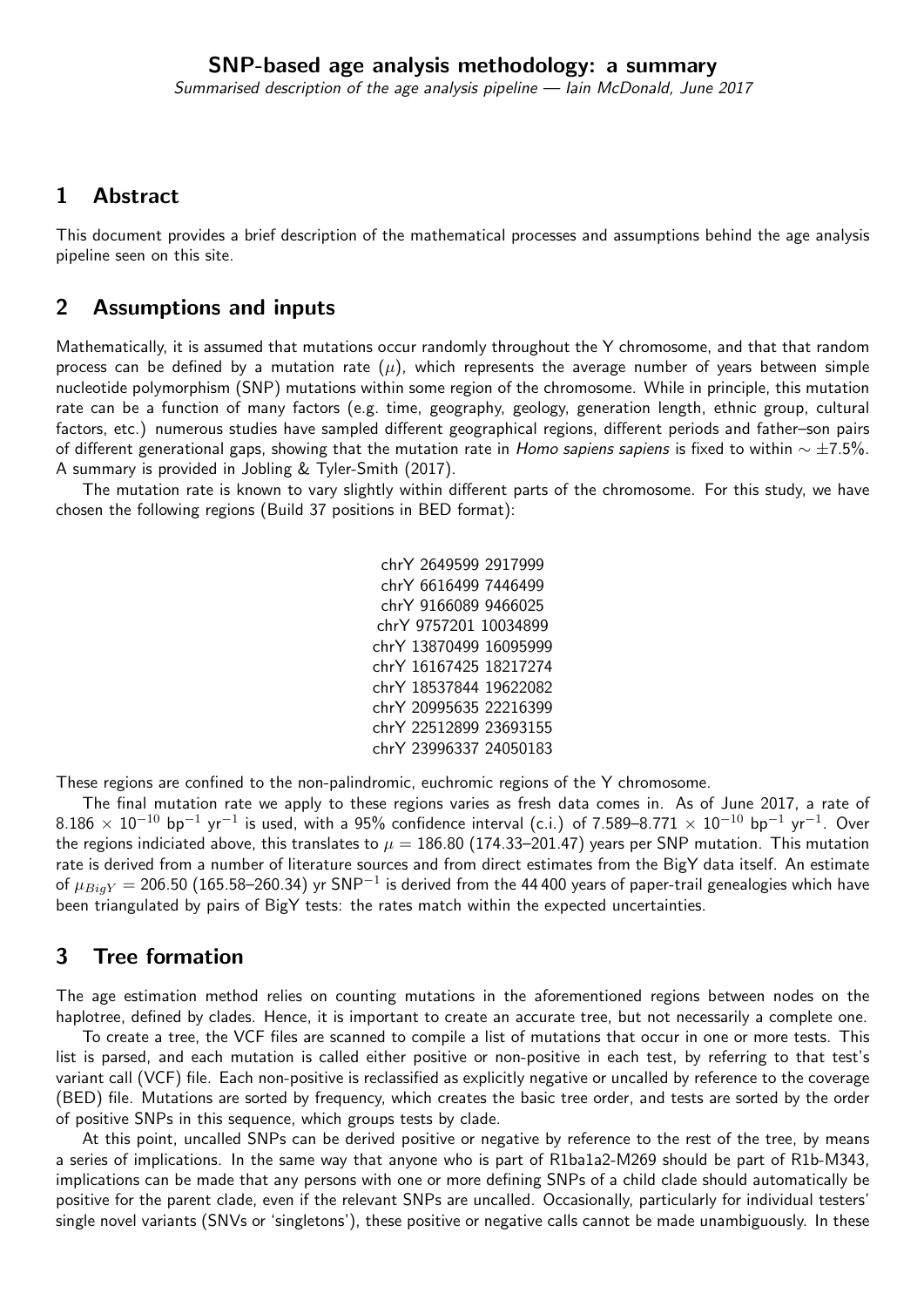# SNP-based age analysis methodology: a summary

*Summarised description of the age analysis pipeline — Iain McDonald, June 2017*

## 1 Abstract

This document provides a brief description of the mathematical processes and assumptions behind the age analysis pipeline seen on this site.

## 2 Assumptions and inputs

Mathematically, it is assumed that mutations occur randomly throughout the Y chromosome, and that that random process can be defined by a mutation rate ($\mu$), which represents the average number of years between simple nucleotide polymorphism (SNP) mutations within some region of the chromosome. While in principle, this mutation rate can be a function of many factors (e.g. time, geography, geology, generation length, ethnic group, cultural factors, etc.) numerous studies have sampled different geographical regions, different periods and father–son pairs of different generational gaps, showing that the mutation rate in *Homo sapiens sapiens* is fixed to within $\sim \pm 7.5\%$. A summary is provided in Jobling & Tyler-Smith (2017).

The mutation rate is known to vary slightly within different parts of the chromosome. For this study, we have chosen the following regions (Build 37 positions in BED format):

```
chrY 2649599 2917999
chrY 6616499 7446499
chrY 9166089 9466025
chrY 9757201 10034899
chrY 13870499 16095999
chrY 16167425 18217274
chrY 18537844 19622082
chrY 20995635 22216399
chrY 22512899 23693155
chrY 23996337 24050183
```

These regions are confined to the non-palindromic, euchromic regions of the Y chromosome.

The final mutation rate we apply to these regions varies as fresh data comes in. As of June 2017, a rate of $8.186 \times 10^{-10}$ bp$^{-1}$ yr$^{-1}$ is used, with a 95% confidence interval (c.i.) of 7.589–8.771 $\times 10^{-10}$ bp$^{-1}$ yr$^{-1}$. Over the regions indiciated above, this translates to $\mu = 186.80$ (174.33–201.47) years per SNP mutation. This mutation rate is derived from a number of literature sources and from direct estimates from the BigY data itself. An estimate of $\mu_{BigY} = 206.50$ (165.58–260.34) yr SNP$^{-1}$ is derived from the 44 400 years of paper-trail genealogies which have been triangulated by pairs of BigY tests: the rates match within the expected uncertainties.

## 3 Tree formation

The age estimation method relies on counting mutations in the aforementioned regions between nodes on the haplotree, defined by clades. Hence, it is important to create an accurate tree, but not necessarily a complete one.

To create a tree, the VCF files are scanned to compile a list of mutations that occur in one or more tests. This list is parsed, and each mutation is called either positive or non-positive in each test, by referring to that test's variant call (VCF) file. Each non-positive is reclassified as explicitly negative or uncalled by reference to the coverage (BED) file. Mutations are sorted by frequency, which creates the basic tree order, and tests are sorted by the order of positive SNPs in this sequence, which groups tests by clade.

At this point, uncalled SNPs can be derived positive or negative by reference to the rest of the tree, by means a series of implications. In the same way that anyone who is part of R1ba1a2-M269 should be part of R1b-M343, implications can be made that any persons with one or more defining SNPs of a child clade should automatically be positive for the parent clade, even if the relevant SNPs are uncalled. Occasionally, particularly for individual testers' single novel variants (SNVs or 'singletons'), these positive or negative calls cannot be made unambiguously. In these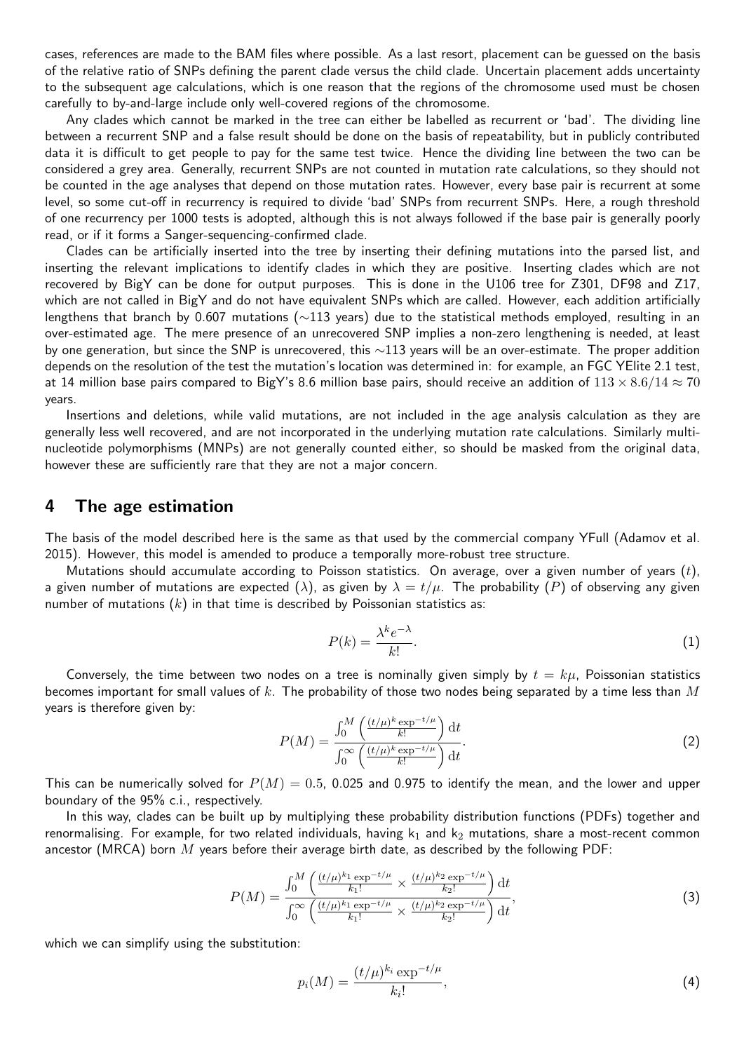cases, references are made to the BAM files where possible. As a last resort, placement can be guessed on the basis of the relative ratio of SNPs defining the parent clade versus the child clade. Uncertain placement adds uncertainty to the subsequent age calculations, which is one reason that the regions of the chromosome used must be chosen carefully to by-and-large include only well-covered regions of the chromosome.

Any clades which cannot be marked in the tree can either be labelled as recurrent or 'bad'. The dividing line between a recurrent SNP and a false result should be done on the basis of repeatability, but in publicly contributed data it is difficult to get people to pay for the same test twice. Hence the dividing line between the two can be considered a grey area. Generally, recurrent SNPs are not counted in mutation rate calculations, so they should not be counted in the age analyses that depend on those mutation rates. However, every base pair is recurrent at some level, so some cut-off in recurrency is required to divide 'bad' SNPs from recurrent SNPs. Here, a rough threshold of one recurrency per 1000 tests is adopted, although this is not always followed if the base pair is generally poorly read, or if it forms a Sanger-sequencing-confirmed clade.

Clades can be artificially inserted into the tree by inserting their defining mutations into the parsed list, and inserting the relevant implications to identify clades in which they are positive. Inserting clades which are not recovered by BigY can be done for output purposes. This is done in the U106 tree for Z301, DF98 and Z17, which are not called in BigY and do not have equivalent SNPs which are called. However, each addition artificially lengthens that branch by 0.607 mutations ($\sim$113 years) due to the statistical methods employed, resulting in an over-estimated age. The mere presence of an unrecovered SNP implies a non-zero lengthening is needed, at least by one generation, but since the SNP is unrecovered, this $\sim$113 years will be an over-estimate. The proper addition depends on the resolution of the test the mutation's location was determined in: for example, an FGC YElite 2.1 test, at 14 million base pairs compared to BigY's 8.6 million base pairs, should receive an addition of $113 \times 8.6/14 \approx 70$ years.

Insertions and deletions, while valid mutations, are not included in the age analysis calculation as they are generally less well recovered, and are not incorporated in the underlying mutation rate calculations. Similarly multi-nucleotide polymorphisms (MNPs) are not generally counted either, so should be masked from the original data, however these are sufficiently rare that they are not a major concern.

## 4 The age estimation

The basis of the model described here is the same as that used by the commercial company YFull (Adamov et al. 2015). However, this model is amended to produce a temporally more-robust tree structure.

Mutations should accumulate according to Poisson statistics. On average, over a given number of years ($t$), a given number of mutations are expected ($\lambda$), as given by $\lambda = t/\mu$. The probability ($P$) of observing any given number of mutations ($k$) in that time is described by Poissonian statistics as:

$$P(k) = \frac{\lambda^k e^{-\lambda}}{k!}. \tag{1}$$

Conversely, the time between two nodes on a tree is nominally given simply by $t = k\mu$, Poissonian statistics becomes important for small values of $k$. The probability of those two nodes being separated by a time less than $M$ years is therefore given by:

$$P(M) = \frac{\int_0^M \left( \frac{(t/\mu)^k \exp^{-t/\mu}}{k!} \right) \mathrm{d}t}{\int_0^\infty \left( \frac{(t/\mu)^k \exp^{-t/\mu}}{k!} \right) \mathrm{d}t}. \tag{2}$$

This can be numerically solved for $P(M) = 0.5$, 0.025 and 0.975 to identify the mean, and the lower and upper boundary of the 95% c.i., respectively.

In this way, clades can be built up by multiplying these probability distribution functions (PDFs) together and renormalising. For example, for two related individuals, having $k_1$ and $k_2$ mutations, share a most-recent common ancestor (MRCA) born $M$ years before their average birth date, as described by the following PDF:

$$P(M) = \frac{\int_0^M \left( \frac{(t/\mu)^{k_1} \exp^{-t/\mu}}{k_1!} \times \frac{(t/\mu)^{k_2} \exp^{-t/\mu}}{k_2!} \right) \mathrm{d}t}{\int_0^\infty \left( \frac{(t/\mu)^{k_1} \exp^{-t/\mu}}{k_1!} \times \frac{(t/\mu)^{k_2} \exp^{-t/\mu}}{k_2!} \right) \mathrm{d}t}, \tag{3}$$

which we can simplify using the substitution:

$$p_i(M) = \frac{(t/\mu)^{k_i} \exp^{-t/\mu}}{k_i!}, \tag{4}$$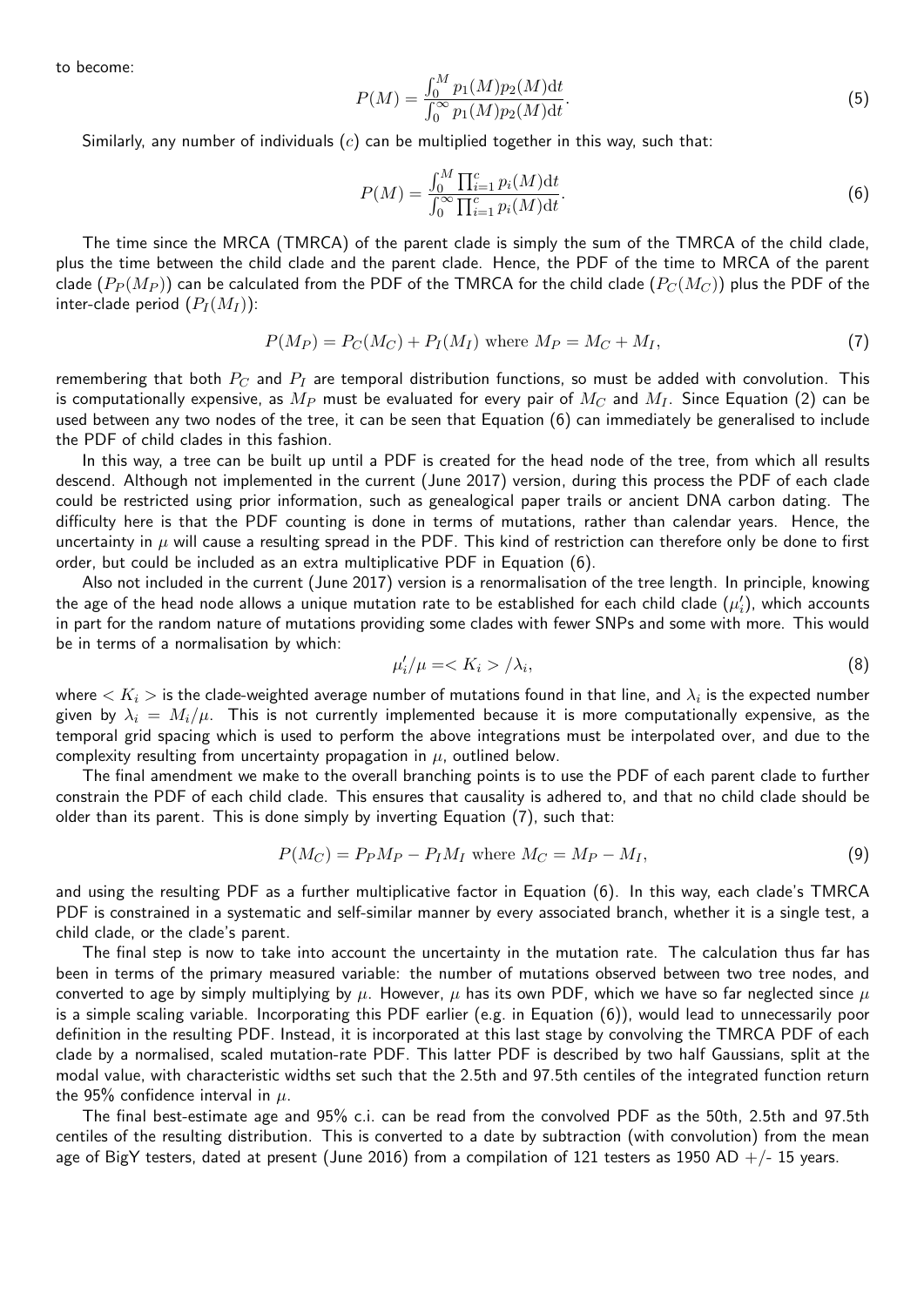to become:

$$P(M) = \frac{\int_0^M p_1(M)p_2(M)\mathrm{d}t}{\int_0^\infty p_1(M)p_2(M)\mathrm{d}t}. \tag{5}$$

Similarly, any number of individuals ($c$) can be multiplied together in this way, such that:

$$P(M) = \frac{\int_0^M \prod_{i=1}^c p_i(M)\mathrm{d}t}{\int_0^\infty \prod_{i=1}^c p_i(M)\mathrm{d}t}. \tag{6}$$

The time since the MRCA (TMRCA) of the parent clade is simply the sum of the TMRCA of the child clade, plus the time between the child clade and the parent clade. Hence, the PDF of the time to MRCA of the parent clade ($P_P(M_P)$) can be calculated from the PDF of the TMRCA for the child clade ($P_C(M_C)$) plus the PDF of the inter-clade period ($P_I(M_I)$):

$$P(M_P) = P_C(M_C) + P_I(M_I) \text{ where } M_P = M_C + M_I, \tag{7}$$

remembering that both $P_C$ and $P_I$ are temporal distribution functions, so must be added with convolution. This is computationally expensive, as $M_P$ must be evaluated for every pair of $M_C$ and $M_I$. Since Equation (2) can be used between any two nodes of the tree, it can be seen that Equation (6) can immediately be generalised to include the PDF of child clades in this fashion.

In this way, a tree can be built up until a PDF is created for the head node of the tree, from which all results descend. Although not implemented in the current (June 2017) version, during this process the PDF of each clade could be restricted using prior information, such as genealogical paper trails or ancient DNA carbon dating. The difficulty here is that the PDF counting is done in terms of mutations, rather than calendar years. Hence, the uncertainty in $\mu$ will cause a resulting spread in the PDF. This kind of restriction can therefore only be done to first order, but could be included as an extra multiplicative PDF in Equation (6).

Also not included in the current (June 2017) version is a renormalisation of the tree length. In principle, knowing the age of the head node allows a unique mutation rate to be established for each child clade ($\mu_i'$), which accounts in part for the random nature of mutations providing some clades with fewer SNPs and some with more. This would be in terms of a normalisation by which:

$$\mu_i'/\mu = < K_i > /\lambda_i, \tag{8}$$

where $< K_i >$ is the clade-weighted average number of mutations found in that line, and $\lambda_i$ is the expected number given by $\lambda_i = M_i/\mu$. This is not currently implemented because it is more computationally expensive, as the temporal grid spacing which is used to perform the above integrations must be interpolated over, and due to the complexity resulting from uncertainty propagation in $\mu$, outlined below.

The final amendment we make to the overall branching points is to use the PDF of each parent clade to further constrain the PDF of each child clade. This ensures that causality is adhered to, and that no child clade should be older than its parent. This is done simply by inverting Equation (7), such that:

$$P(M_C) = P_P M_P - P_I M_I \text{ where } M_C = M_P - M_I, \tag{9}$$

and using the resulting PDF as a further multiplicative factor in Equation (6). In this way, each clade's TMRCA PDF is constrained in a systematic and self-similar manner by every associated branch, whether it is a single test, a child clade, or the clade's parent.

The final step is now to take into account the uncertainty in the mutation rate. The calculation thus far has been in terms of the primary measured variable: the number of mutations observed between two tree nodes, and converted to age by simply multiplying by $\mu$. However, $\mu$ has its own PDF, which we have so far neglected since $\mu$ is a simple scaling variable. Incorporating this PDF earlier (e.g. in Equation (6)), would lead to unnecessarily poor definition in the resulting PDF. Instead, it is incorporated at this last stage by convolving the TMRCA PDF of each clade by a normalised, scaled mutation-rate PDF. This latter PDF is described by two half Gaussians, split at the modal value, with characteristic widths set such that the 2.5th and 97.5th centiles of the integrated function return the 95% confidence interval in $\mu$.

The final best-estimate age and 95% c.i. can be read from the convolved PDF as the 50th, 2.5th and 97.5th centiles of the resulting distribution. This is converted to a date by subtraction (with convolution) from the mean age of BigY testers, dated at present (June 2016) from a compilation of 121 testers as 1950 AD +/- 15 years.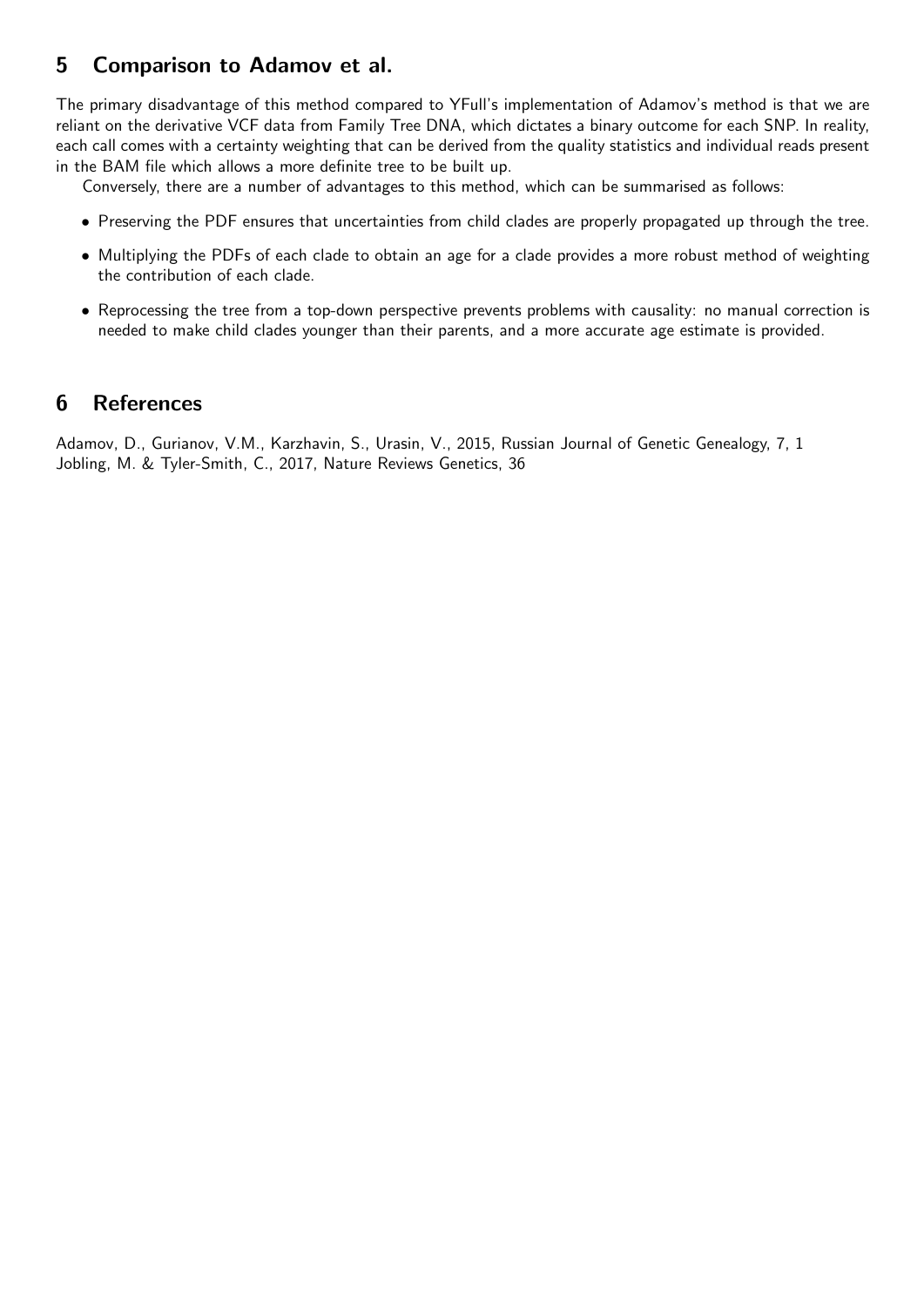## 5 Comparison to Adamov et al.

The primary disadvantage of this method compared to YFull's implementation of Adamov's method is that we are reliant on the derivative VCF data from Family Tree DNA, which dictates a binary outcome for each SNP. In reality, each call comes with a certainty weighting that can be derived from the quality statistics and individual reads present in the BAM file which allows a more definite tree to be built up.

Conversely, there are a number of advantages to this method, which can be summarised as follows:

- Preserving the PDF ensures that uncertainties from child clades are properly propagated up through the tree.
- Multiplying the PDFs of each clade to obtain an age for a clade provides a more robust method of weighting the contribution of each clade.
- Reprocessing the tree from a top-down perspective prevents problems with causality: no manual correction is needed to make child clades younger than their parents, and a more accurate age estimate is provided.

## 6 References

Adamov, D., Gurianov, V.M., Karzhavin, S., Urasin, V., 2015, Russian Journal of Genetic Genealogy, 7, 1
Jobling, M. & Tyler-Smith, C., 2017, Nature Reviews Genetics, 36